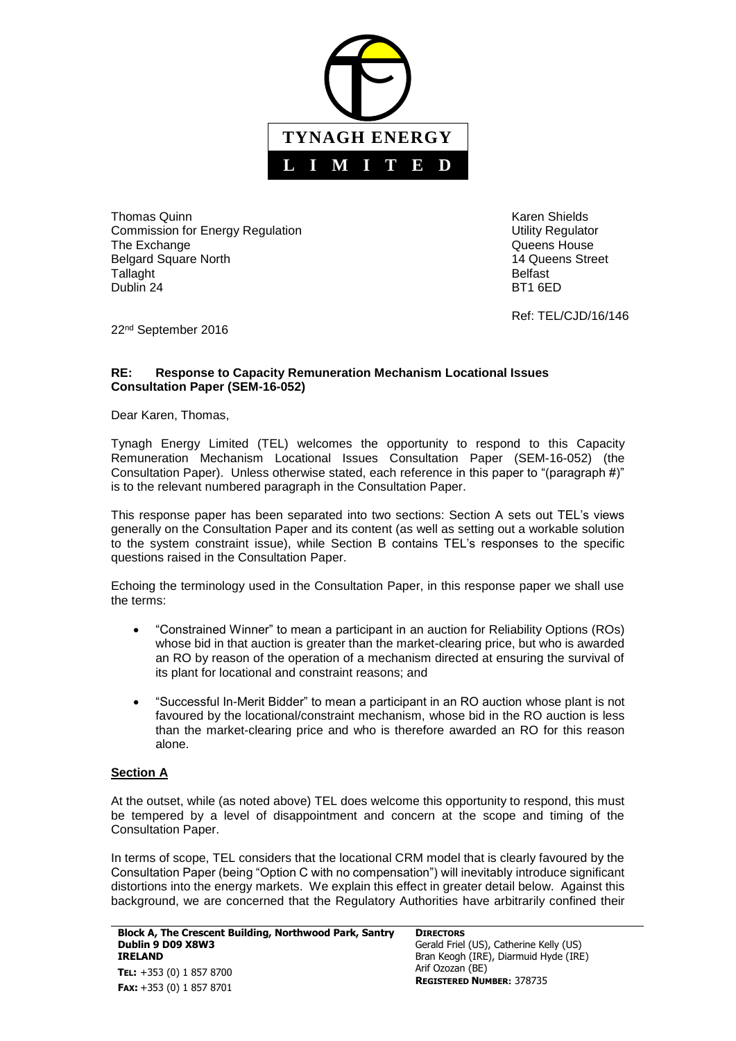**TYNAGH ENERGY LIMITED**

Thomas Quinn
Commission for Energy Regulation
The Exchange
Belgard Square North
Tallaght
Dublin 24

Karen Shields
Utility Regulator
Queens House
14 Queens Street
Belfast
BT1 6ED

Ref: TEL/CJD/16/146

22nd September 2016

**RE: Response to Capacity Remuneration Mechanism Locational Issues Consultation Paper (SEM-16-052)**

Dear Karen, Thomas,

Tynagh Energy Limited (TEL) welcomes the opportunity to respond to this Capacity Remuneration Mechanism Locational Issues Consultation Paper (SEM-16-052) (the Consultation Paper). Unless otherwise stated, each reference in this paper to "(paragraph #)" is to the relevant numbered paragraph in the Consultation Paper.

This response paper has been separated into two sections: Section A sets out TEL's views generally on the Consultation Paper and its content (as well as setting out a workable solution to the system constraint issue), while Section B contains TEL's responses to the specific questions raised in the Consultation Paper.

Echoing the terminology used in the Consultation Paper, in this response paper we shall use the terms:

- "Constrained Winner" to mean a participant in an auction for Reliability Options (ROs) whose bid in that auction is greater than the market-clearing price, but who is awarded an RO by reason of the operation of a mechanism directed at ensuring the survival of its plant for locational and constraint reasons; and
- "Successful In-Merit Bidder" to mean a participant in an RO auction whose plant is not favoured by the locational/constraint mechanism, whose bid in the RO auction is less than the market-clearing price and who is therefore awarded an RO for this reason alone.

**Section A**

At the outset, while (as noted above) TEL does welcome this opportunity to respond, this must be tempered by a level of disappointment and concern at the scope and timing of the Consultation Paper.

In terms of scope, TEL considers that the locational CRM model that is clearly favoured by the Consultation Paper (being "Option C with no compensation") will inevitably introduce significant distortions into the energy markets. We explain this effect in greater detail below. Against this background, we are concerned that the Regulatory Authorities have arbitrarily confined their

**Block A, The Crescent Building, Northwood Park, Santry**
**Dublin 9 D09 X8W3**
**IRELAND**
**TEL:** +353 (0) 1 857 8700
**FAX:** +353 (0) 1 857 8701

**DIRECTORS**
Gerald Friel (US), Catherine Kelly (US)
Bran Keogh (IRE), Diarmuid Hyde (IRE)
Arif Ozozan (BE)
**REGISTERED NUMBER:** 378735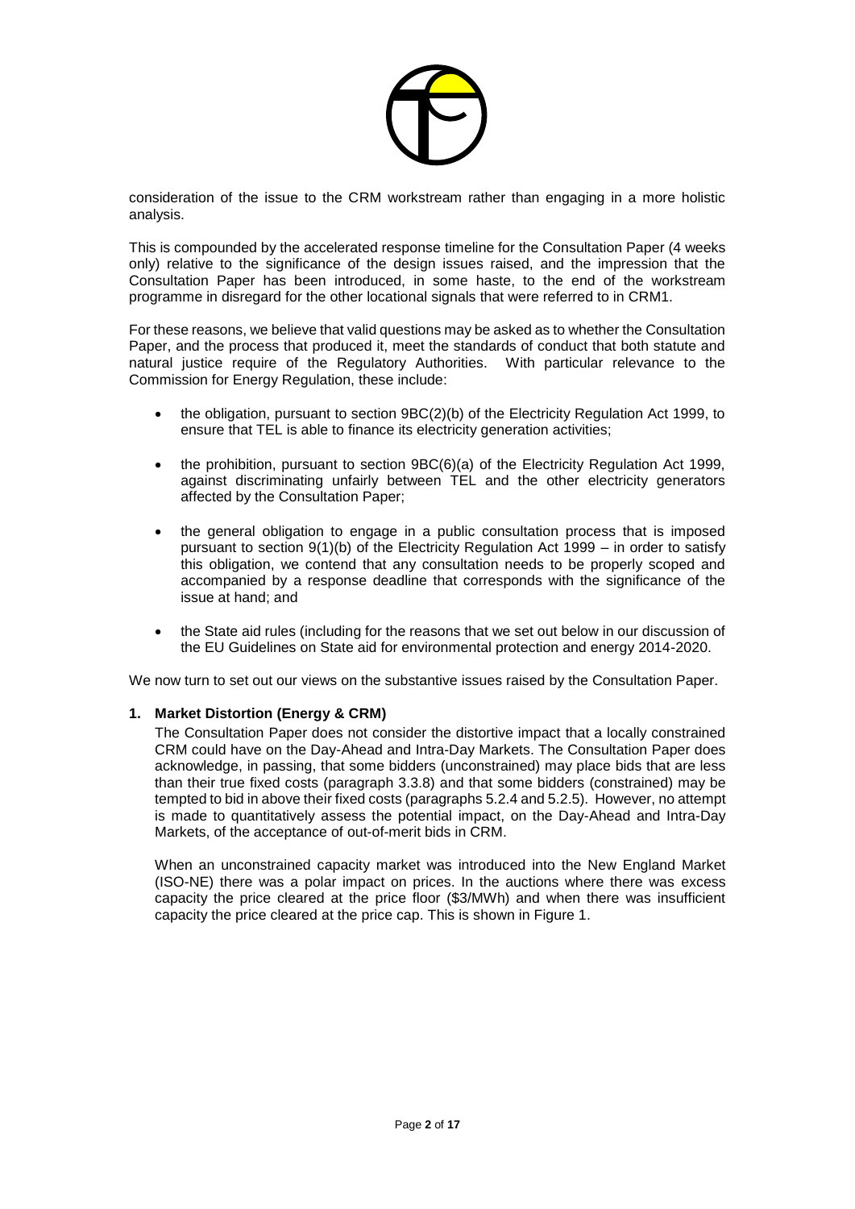consideration of the issue to the CRM workstream rather than engaging in a more holistic analysis.

This is compounded by the accelerated response timeline for the Consultation Paper (4 weeks only) relative to the significance of the design issues raised, and the impression that the Consultation Paper has been introduced, in some haste, to the end of the workstream programme in disregard for the other locational signals that were referred to in CRM1.

For these reasons, we believe that valid questions may be asked as to whether the Consultation Paper, and the process that produced it, meet the standards of conduct that both statute and natural justice require of the Regulatory Authorities. With particular relevance to the Commission for Energy Regulation, these include:

- the obligation, pursuant to section 9BC(2)(b) of the Electricity Regulation Act 1999, to ensure that TEL is able to finance its electricity generation activities;
- the prohibition, pursuant to section 9BC(6)(a) of the Electricity Regulation Act 1999, against discriminating unfairly between TEL and the other electricity generators affected by the Consultation Paper;
- the general obligation to engage in a public consultation process that is imposed pursuant to section 9(1)(b) of the Electricity Regulation Act 1999 – in order to satisfy this obligation, we contend that any consultation needs to be properly scoped and accompanied by a response deadline that corresponds with the significance of the issue at hand; and
- the State aid rules (including for the reasons that we set out below in our discussion of the EU Guidelines on State aid for environmental protection and energy 2014-2020.

We now turn to set out our views on the substantive issues raised by the Consultation Paper.

## 1. Market Distortion (Energy & CRM)

The Consultation Paper does not consider the distortive impact that a locally constrained CRM could have on the Day-Ahead and Intra-Day Markets. The Consultation Paper does acknowledge, in passing, that some bidders (unconstrained) may place bids that are less than their true fixed costs (paragraph 3.3.8) and that some bidders (constrained) may be tempted to bid in above their fixed costs (paragraphs 5.2.4 and 5.2.5). However, no attempt is made to quantitatively assess the potential impact, on the Day-Ahead and Intra-Day Markets, of the acceptance of out-of-merit bids in CRM.

When an unconstrained capacity market was introduced into the New England Market (ISO-NE) there was a polar impact on prices. In the auctions where there was excess capacity the price cleared at the price floor ($3/MWh) and when there was insufficient capacity the price cleared at the price cap. This is shown in Figure 1.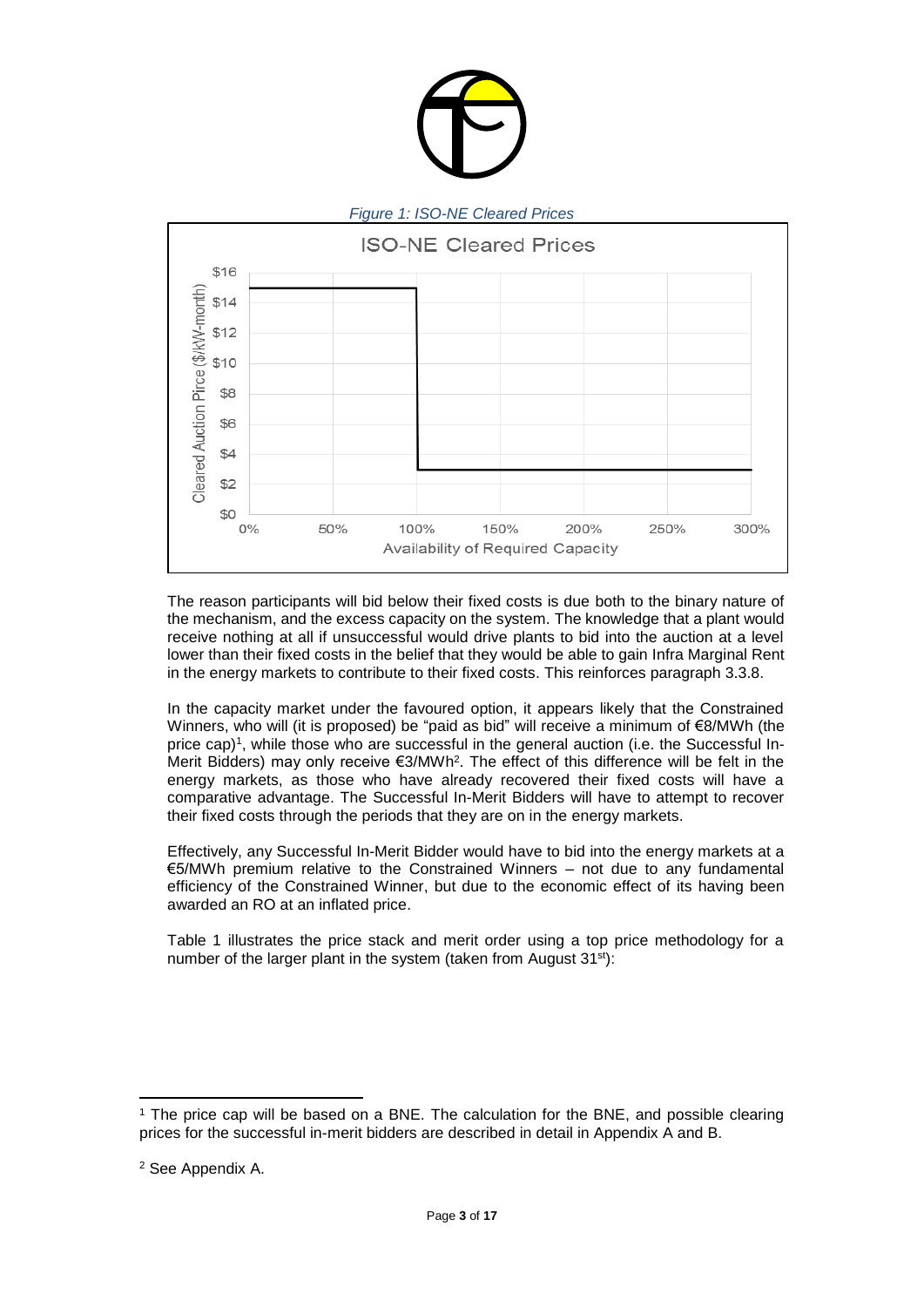*Figure 1: ISO-NE Cleared Prices*

The reason participants will bid below their fixed costs is due both to the binary nature of the mechanism, and the excess capacity on the system. The knowledge that a plant would receive nothing at all if unsuccessful would drive plants to bid into the auction at a level lower than their fixed costs in the belief that they would be able to gain Infra Marginal Rent in the energy markets to contribute to their fixed costs. This reinforces paragraph 3.3.8.

In the capacity market under the favoured option, it appears likely that the Constrained Winners, who will (it is proposed) be "paid as bid" will receive a minimum of €8/MWh (the price cap)[1], while those who are successful in the general auction (i.e. the Successful In-Merit Bidders) may only receive €3/MWh[2]. The effect of this difference will be felt in the energy markets, as those who have already recovered their fixed costs will have a comparative advantage. The Successful In-Merit Bidders will have to attempt to recover their fixed costs through the periods that they are on in the energy markets.

Effectively, any Successful In-Merit Bidder would have to bid into the energy markets at a €5/MWh premium relative to the Constrained Winners – not due to any fundamental efficiency of the Constrained Winner, but due to the economic effect of its having been awarded an RO at an inflated price.

Table 1 illustrates the price stack and merit order using a top price methodology for a number of the larger plant in the system (taken from August 31st):

---

[1] The price cap will be based on a BNE. The calculation for the BNE, and possible clearing prices for the successful in-merit bidders are described in detail in Appendix A and B.

[2] See Appendix A.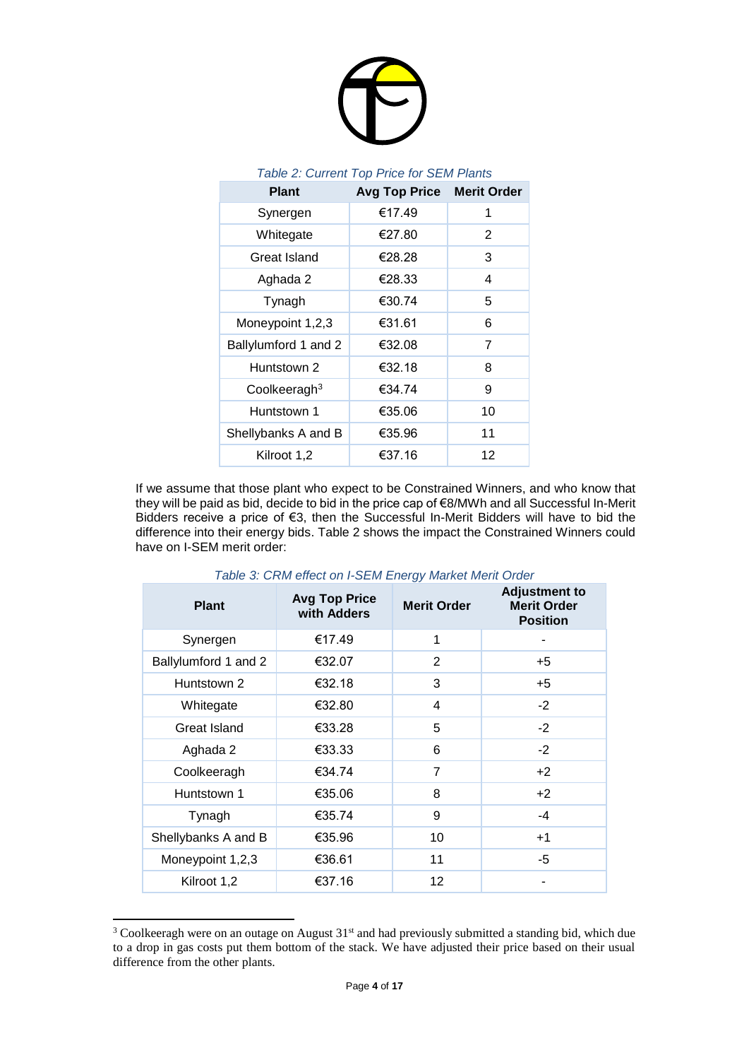*Table 2: Current Top Price for SEM Plants*

| Plant | Avg Top Price | Merit Order |
|---|---|---|
| Synergen | €17.49 | 1 |
| Whitegate | €27.80 | 2 |
| Great Island | €28.28 | 3 |
| Aghada 2 | €28.33 | 4 |
| Tynagh | €30.74 | 5 |
| Moneypoint 1,2,3 | €31.61 | 6 |
| Ballylumford 1 and 2 | €32.08 | 7 |
| Huntstown 2 | €32.18 | 8 |
| Coolkeeragh[3] | €34.74 | 9 |
| Huntstown 1 | €35.06 | 10 |
| Shellybanks A and B | €35.96 | 11 |
| Kilroot 1,2 | €37.16 | 12 |

If we assume that those plant who expect to be Constrained Winners, and who know that they will be paid as bid, decide to bid in the price cap of €8/MWh and all Successful In-Merit Bidders receive a price of €3, then the Successful In-Merit Bidders will have to bid the difference into their energy bids. Table 2 shows the impact the Constrained Winners could have on I-SEM merit order:

*Table 3: CRM effect on I-SEM Energy Market Merit Order*

| Plant | Avg Top Price with Adders | Merit Order | Adjustment to Merit Order Position |
|---|---|---|---|
| Synergen | €17.49 | 1 | - |
| Ballylumford 1 and 2 | €32.07 | 2 | +5 |
| Huntstown 2 | €32.18 | 3 | +5 |
| Whitegate | €32.80 | 4 | -2 |
| Great Island | €33.28 | 5 | -2 |
| Aghada 2 | €33.33 | 6 | -2 |
| Coolkeeragh | €34.74 | 7 | +2 |
| Huntstown 1 | €35.06 | 8 | +2 |
| Tynagh | €35.74 | 9 | -4 |
| Shellybanks A and B | €35.96 | 10 | +1 |
| Moneypoint 1,2,3 | €36.61 | 11 | -5 |
| Kilroot 1,2 | €37.16 | 12 | - |

[3] Coolkeeragh were on an outage on August 31st and had previously submitted a standing bid, which due to a drop in gas costs put them bottom of the stack. We have adjusted their price based on their usual difference from the other plants.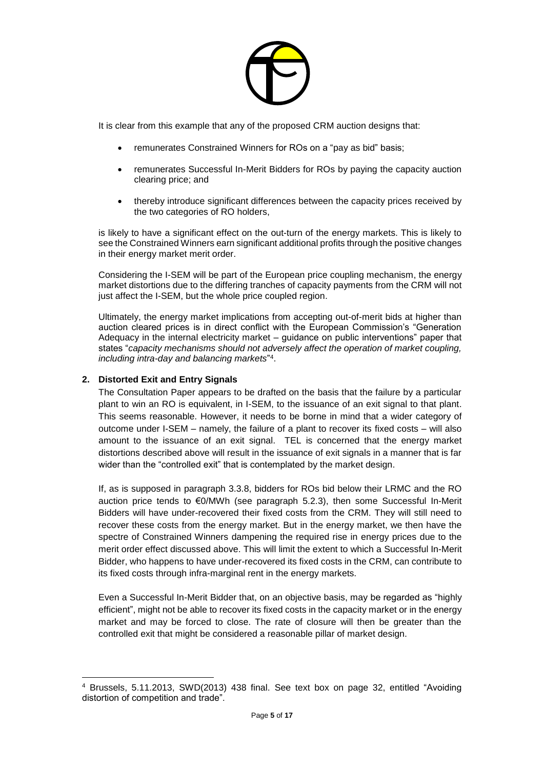It is clear from this example that any of the proposed CRM auction designs that:

- remunerates Constrained Winners for ROs on a "pay as bid" basis;
- remunerates Successful In-Merit Bidders for ROs by paying the capacity auction clearing price; and
- thereby introduce significant differences between the capacity prices received by the two categories of RO holders,

is likely to have a significant effect on the out-turn of the energy markets. This is likely to see the Constrained Winners earn significant additional profits through the positive changes in their energy market merit order.

Considering the I-SEM will be part of the European price coupling mechanism, the energy market distortions due to the differing tranches of capacity payments from the CRM will not just affect the I-SEM, but the whole price coupled region.

Ultimately, the energy market implications from accepting out-of-merit bids at higher than auction cleared prices is in direct conflict with the European Commission's "Generation Adequacy in the internal electricity market – guidance on public interventions" paper that states "*capacity mechanisms should not adversely affect the operation of market coupling, including intra-day and balancing markets*"[4].

## 2. Distorted Exit and Entry Signals

The Consultation Paper appears to be drafted on the basis that the failure by a particular plant to win an RO is equivalent, in I-SEM, to the issuance of an exit signal to that plant. This seems reasonable. However, it needs to be borne in mind that a wider category of outcome under I-SEM – namely, the failure of a plant to recover its fixed costs – will also amount to the issuance of an exit signal. TEL is concerned that the energy market distortions described above will result in the issuance of exit signals in a manner that is far wider than the "controlled exit" that is contemplated by the market design.

If, as is supposed in paragraph 3.3.8, bidders for ROs bid below their LRMC and the RO auction price tends to €0/MWh (see paragraph 5.2.3), then some Successful In-Merit Bidders will have under-recovered their fixed costs from the CRM. They will still need to recover these costs from the energy market. But in the energy market, we then have the spectre of Constrained Winners dampening the required rise in energy prices due to the merit order effect discussed above. This will limit the extent to which a Successful In-Merit Bidder, who happens to have under-recovered its fixed costs in the CRM, can contribute to its fixed costs through infra-marginal rent in the energy markets.

Even a Successful In-Merit Bidder that, on an objective basis, may be regarded as "highly efficient", might not be able to recover its fixed costs in the capacity market or in the energy market and may be forced to close. The rate of closure will then be greater than the controlled exit that might be considered a reasonable pillar of market design.

---

[4] Brussels, 5.11.2013, SWD(2013) 438 final. See text box on page 32, entitled "Avoiding distortion of competition and trade".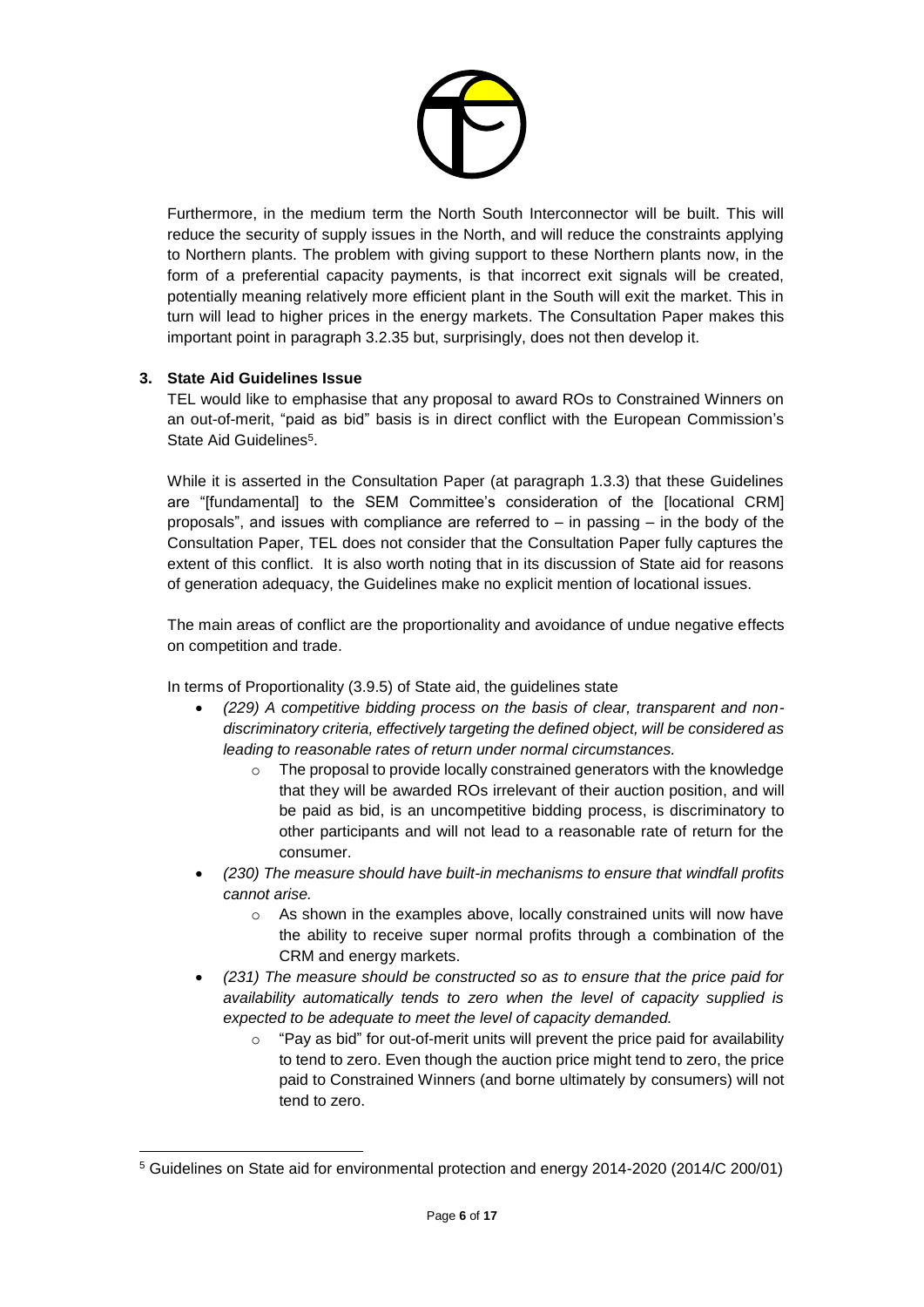Furthermore, in the medium term the North South Interconnector will be built. This will reduce the security of supply issues in the North, and will reduce the constraints applying to Northern plants. The problem with giving support to these Northern plants now, in the form of a preferential capacity payments, is that incorrect exit signals will be created, potentially meaning relatively more efficient plant in the South will exit the market. This in turn will lead to higher prices in the energy markets. The Consultation Paper makes this important point in paragraph 3.2.35 but, surprisingly, does not then develop it.

## 3. State Aid Guidelines Issue

TEL would like to emphasise that any proposal to award ROs to Constrained Winners on an out-of-merit, "paid as bid" basis is in direct conflict with the European Commission's State Aid Guidelines[5].

While it is asserted in the Consultation Paper (at paragraph 1.3.3) that these Guidelines are "[fundamental] to the SEM Committee's consideration of the [locational CRM] proposals", and issues with compliance are referred to – in passing – in the body of the Consultation Paper, TEL does not consider that the Consultation Paper fully captures the extent of this conflict. It is also worth noting that in its discussion of State aid for reasons of generation adequacy, the Guidelines make no explicit mention of locational issues.

The main areas of conflict are the proportionality and avoidance of undue negative effects on competition and trade.

In terms of Proportionality (3.9.5) of State aid, the guidelines state

- *(229) A competitive bidding process on the basis of clear, transparent and non-discriminatory criteria, effectively targeting the defined object, will be considered as leading to reasonable rates of return under normal circumstances.*
    - The proposal to provide locally constrained generators with the knowledge that they will be awarded ROs irrelevant of their auction position, and will be paid as bid, is an uncompetitive bidding process, is discriminatory to other participants and will not lead to a reasonable rate of return for the consumer.
- *(230) The measure should have built-in mechanisms to ensure that windfall profits cannot arise.*
    - As shown in the examples above, locally constrained units will now have the ability to receive super normal profits through a combination of the CRM and energy markets.
- *(231) The measure should be constructed so as to ensure that the price paid for availability automatically tends to zero when the level of capacity supplied is expected to be adequate to meet the level of capacity demanded.*
    - "Pay as bid" for out-of-merit units will prevent the price paid for availability to tend to zero. Even though the auction price might tend to zero, the price paid to Constrained Winners (and borne ultimately by consumers) will not tend to zero.

[5] Guidelines on State aid for environmental protection and energy 2014-2020 (2014/C 200/01)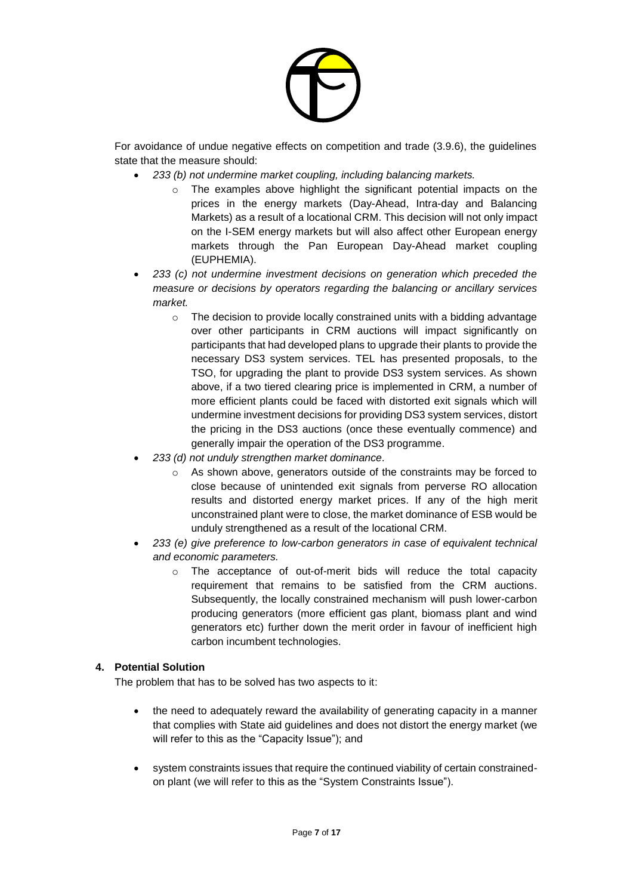For avoidance of undue negative effects on competition and trade (3.9.6), the guidelines state that the measure should:

- *233 (b) not undermine market coupling, including balancing markets.*
  - The examples above highlight the significant potential impacts on the prices in the energy markets (Day-Ahead, Intra-day and Balancing Markets) as a result of a locational CRM. This decision will not only impact on the I-SEM energy markets but will also affect other European energy markets through the Pan European Day-Ahead market coupling (EUPHEMIA).
- *233 (c) not undermine investment decisions on generation which preceded the measure or decisions by operators regarding the balancing or ancillary services market.*
  - The decision to provide locally constrained units with a bidding advantage over other participants in CRM auctions will impact significantly on participants that had developed plans to upgrade their plants to provide the necessary DS3 system services. TEL has presented proposals, to the TSO, for upgrading the plant to provide DS3 system services. As shown above, if a two tiered clearing price is implemented in CRM, a number of more efficient plants could be faced with distorted exit signals which will undermine investment decisions for providing DS3 system services, distort the pricing in the DS3 auctions (once these eventually commence) and generally impair the operation of the DS3 programme.
- *233 (d) not unduly strengthen market dominance.*
  - As shown above, generators outside of the constraints may be forced to close because of unintended exit signals from perverse RO allocation results and distorted energy market prices. If any of the high merit unconstrained plant were to close, the market dominance of ESB would be unduly strengthened as a result of the locational CRM.
- *233 (e) give preference to low-carbon generators in case of equivalent technical and economic parameters.*
  - The acceptance of out-of-merit bids will reduce the total capacity requirement that remains to be satisfied from the CRM auctions. Subsequently, the locally constrained mechanism will push lower-carbon producing generators (more efficient gas plant, biomass plant and wind generators etc) further down the merit order in favour of inefficient high carbon incumbent technologies.

## 4. Potential Solution

The problem that has to be solved has two aspects to it:

- the need to adequately reward the availability of generating capacity in a manner that complies with State aid guidelines and does not distort the energy market (we will refer to this as the "Capacity Issue"); and
- system constraints issues that require the continued viability of certain constrained-on plant (we will refer to this as the "System Constraints Issue").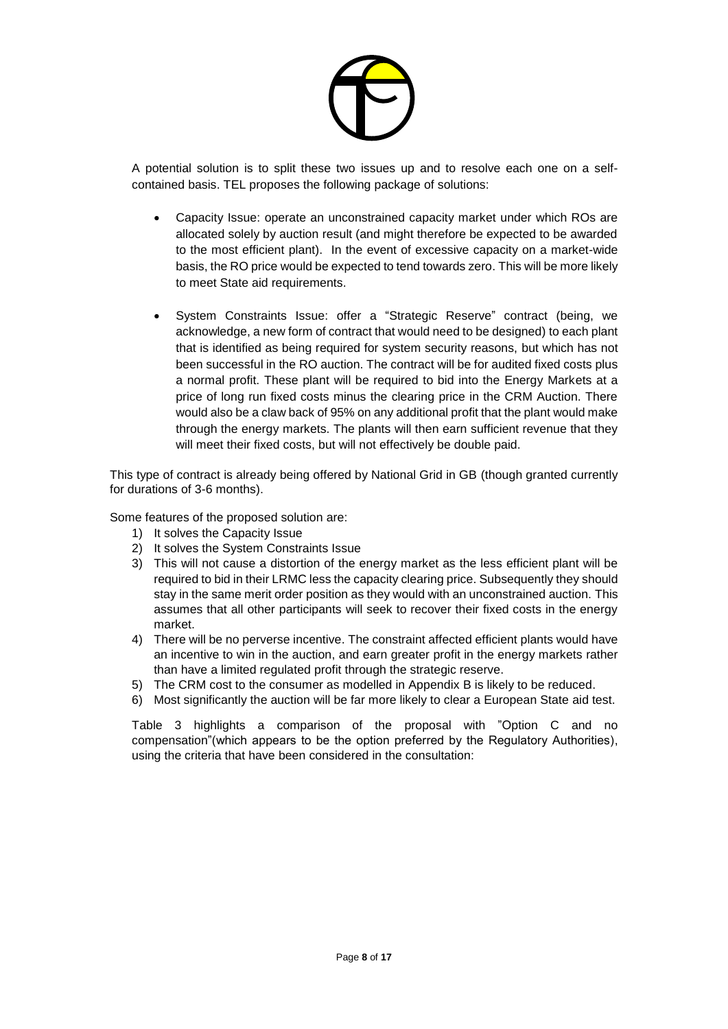A potential solution is to split these two issues up and to resolve each one on a self-contained basis. TEL proposes the following package of solutions:

- Capacity Issue: operate an unconstrained capacity market under which ROs are allocated solely by auction result (and might therefore be expected to be awarded to the most efficient plant). In the event of excessive capacity on a market-wide basis, the RO price would be expected to tend towards zero. This will be more likely to meet State aid requirements.

- System Constraints Issue: offer a "Strategic Reserve" contract (being, we acknowledge, a new form of contract that would need to be designed) to each plant that is identified as being required for system security reasons, but which has not been successful in the RO auction. The contract will be for audited fixed costs plus a normal profit. These plant will be required to bid into the Energy Markets at a price of long run fixed costs minus the clearing price in the CRM Auction. There would also be a claw back of 95% on any additional profit that the plant would make through the energy markets. The plants will then earn sufficient revenue that they will meet their fixed costs, but will not effectively be double paid.

This type of contract is already being offered by National Grid in GB (though granted currently for durations of 3-6 months).

Some features of the proposed solution are:

1) It solves the Capacity Issue
2) It solves the System Constraints Issue
3) This will not cause a distortion of the energy market as the less efficient plant will be required to bid in their LRMC less the capacity clearing price. Subsequently they should stay in the same merit order position as they would with an unconstrained auction. This assumes that all other participants will seek to recover their fixed costs in the energy market.
4) There will be no perverse incentive. The constraint affected efficient plants would have an incentive to win in the auction, and earn greater profit in the energy markets rather than have a limited regulated profit through the strategic reserve.
5) The CRM cost to the consumer as modelled in Appendix B is likely to be reduced.
6) Most significantly the auction will be far more likely to clear a European State aid test.

Table 3 highlights a comparison of the proposal with "Option C and no compensation"(which appears to be the option preferred by the Regulatory Authorities), using the criteria that have been considered in the consultation: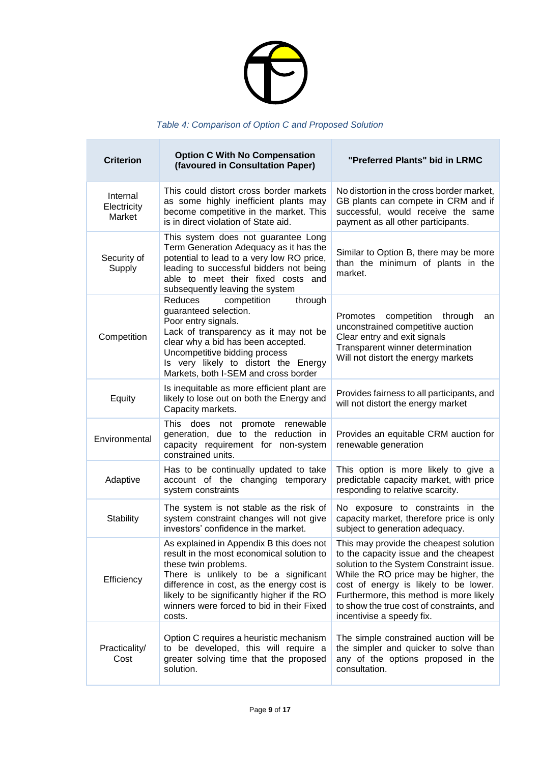*Table 4: Comparison of Option C and Proposed Solution*

| Criterion | Option C With No Compensation (favoured in Consultation Paper) | "Preferred Plants" bid in LRMC |
|---|---|---|
| Internal Electricity Market | This could distort cross border markets as some highly inefficient plants may become competitive in the market. This is in direct violation of State aid. | No distortion in the cross border market, GB plants can compete in CRM and if successful, would receive the same payment as all other participants. |
| Security of Supply | This system does not guarantee Long Term Generation Adequacy as it has the potential to lead to a very low RO price, leading to successful bidders not being able to meet their fixed costs and subsequently leaving the system | Similar to Option B, there may be more than the minimum of plants in the market. |
| Competition | Reduces competition through guaranteed selection.<br>Poor entry signals.<br>Lack of transparency as it may not be clear why a bid has been accepted.<br>Uncompetitive bidding process<br>Is very likely to distort the Energy Markets, both I-SEM and cross border | Promotes competition through an unconstrained competitive auction<br>Clear entry and exit signals<br>Transparent winner determination<br>Will not distort the energy markets |
| Equity | Is inequitable as more efficient plant are likely to lose out on both the Energy and Capacity markets. | Provides fairness to all participants, and will not distort the energy market |
| Environmental | This does not promote renewable generation, due to the reduction in capacity requirement for non-system constrained units. | Provides an equitable CRM auction for renewable generation |
| Adaptive | Has to be continually updated to take account of the changing temporary system constraints | This option is more likely to give a predictable capacity market, with price responding to relative scarcity. |
| Stability | The system is not stable as the risk of system constraint changes will not give investors' confidence in the market. | No exposure to constraints in the capacity market, therefore price is only subject to generation adequacy. |
| Efficiency | As explained in Appendix B this does not result in the most economical solution to these twin problems.<br>There is unlikely to be a significant difference in cost, as the energy cost is likely to be significantly higher if the RO winners were forced to bid in their Fixed costs. | This may provide the cheapest solution to the capacity issue and the cheapest solution to the System Constraint issue. While the RO price may be higher, the cost of energy is likely to be lower. Furthermore, this method is more likely to show the true cost of constraints, and incentivise a speedy fix. |
| Practicality/ Cost | Option C requires a heuristic mechanism to be developed, this will require a greater solving time that the proposed solution. | The simple constrained auction will be the simpler and quicker to solve than any of the options proposed in the consultation. |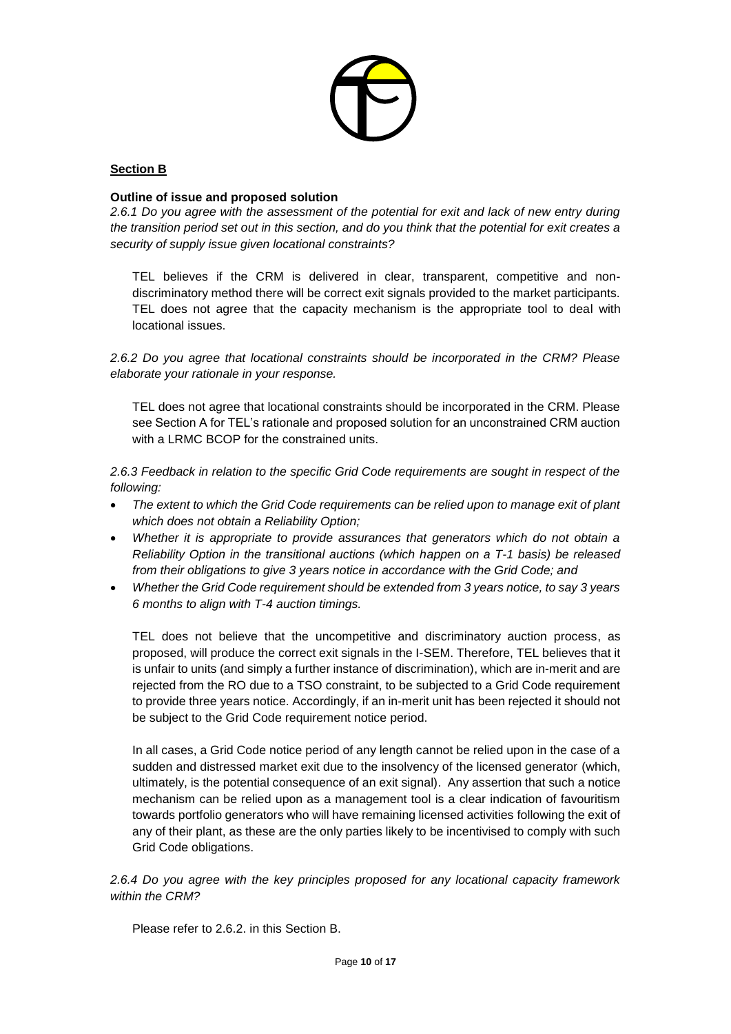## Section B

**Outline of issue and proposed solution**

*2.6.1 Do you agree with the assessment of the potential for exit and lack of new entry during the transition period set out in this section, and do you think that the potential for exit creates a security of supply issue given locational constraints?*

TEL believes if the CRM is delivered in clear, transparent, competitive and non-discriminatory method there will be correct exit signals provided to the market participants. TEL does not agree that the capacity mechanism is the appropriate tool to deal with locational issues.

*2.6.2 Do you agree that locational constraints should be incorporated in the CRM? Please elaborate your rationale in your response.*

TEL does not agree that locational constraints should be incorporated in the CRM. Please see Section A for TEL's rationale and proposed solution for an unconstrained CRM auction with a LRMC BCOP for the constrained units.

*2.6.3 Feedback in relation to the specific Grid Code requirements are sought in respect of the following:*

- *The extent to which the Grid Code requirements can be relied upon to manage exit of plant which does not obtain a Reliability Option;*
- *Whether it is appropriate to provide assurances that generators which do not obtain a Reliability Option in the transitional auctions (which happen on a T-1 basis) be released from their obligations to give 3 years notice in accordance with the Grid Code; and*
- *Whether the Grid Code requirement should be extended from 3 years notice, to say 3 years 6 months to align with T-4 auction timings.*

TEL does not believe that the uncompetitive and discriminatory auction process, as proposed, will produce the correct exit signals in the I-SEM. Therefore, TEL believes that it is unfair to units (and simply a further instance of discrimination), which are in-merit and are rejected from the RO due to a TSO constraint, to be subjected to a Grid Code requirement to provide three years notice. Accordingly, if an in-merit unit has been rejected it should not be subject to the Grid Code requirement notice period.

In all cases, a Grid Code notice period of any length cannot be relied upon in the case of a sudden and distressed market exit due to the insolvency of the licensed generator (which, ultimately, is the potential consequence of an exit signal). Any assertion that such a notice mechanism can be relied upon as a management tool is a clear indication of favouritism towards portfolio generators who will have remaining licensed activities following the exit of any of their plant, as these are the only parties likely to be incentivised to comply with such Grid Code obligations.

*2.6.4 Do you agree with the key principles proposed for any locational capacity framework within the CRM?*

Please refer to 2.6.2. in this Section B.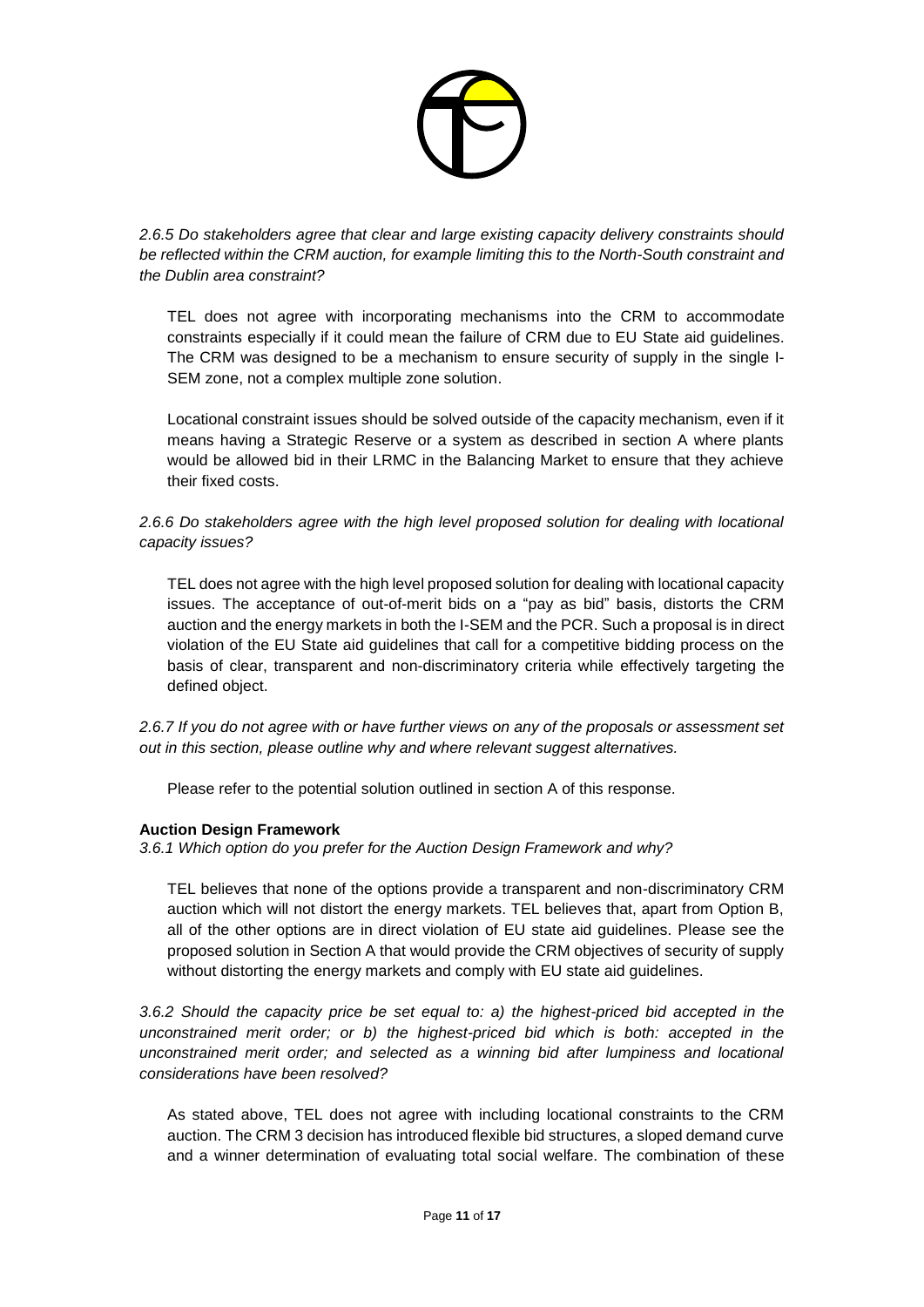*2.6.5 Do stakeholders agree that clear and large existing capacity delivery constraints should be reflected within the CRM auction, for example limiting this to the North-South constraint and the Dublin area constraint?*

TEL does not agree with incorporating mechanisms into the CRM to accommodate constraints especially if it could mean the failure of CRM due to EU State aid guidelines. The CRM was designed to be a mechanism to ensure security of supply in the single I-SEM zone, not a complex multiple zone solution.

Locational constraint issues should be solved outside of the capacity mechanism, even if it means having a Strategic Reserve or a system as described in section A where plants would be allowed bid in their LRMC in the Balancing Market to ensure that they achieve their fixed costs.

*2.6.6 Do stakeholders agree with the high level proposed solution for dealing with locational capacity issues?*

TEL does not agree with the high level proposed solution for dealing with locational capacity issues. The acceptance of out-of-merit bids on a "pay as bid" basis, distorts the CRM auction and the energy markets in both the I-SEM and the PCR. Such a proposal is in direct violation of the EU State aid guidelines that call for a competitive bidding process on the basis of clear, transparent and non-discriminatory criteria while effectively targeting the defined object.

*2.6.7 If you do not agree with or have further views on any of the proposals or assessment set out in this section, please outline why and where relevant suggest alternatives.*

Please refer to the potential solution outlined in section A of this response.

**Auction Design Framework**

*3.6.1 Which option do you prefer for the Auction Design Framework and why?*

TEL believes that none of the options provide a transparent and non-discriminatory CRM auction which will not distort the energy markets. TEL believes that, apart from Option B, all of the other options are in direct violation of EU state aid guidelines. Please see the proposed solution in Section A that would provide the CRM objectives of security of supply without distorting the energy markets and comply with EU state aid guidelines.

*3.6.2 Should the capacity price be set equal to: a) the highest-priced bid accepted in the unconstrained merit order; or b) the highest-priced bid which is both: accepted in the unconstrained merit order; and selected as a winning bid after lumpiness and locational considerations have been resolved?*

As stated above, TEL does not agree with including locational constraints to the CRM auction. The CRM 3 decision has introduced flexible bid structures, a sloped demand curve and a winner determination of evaluating total social welfare. The combination of these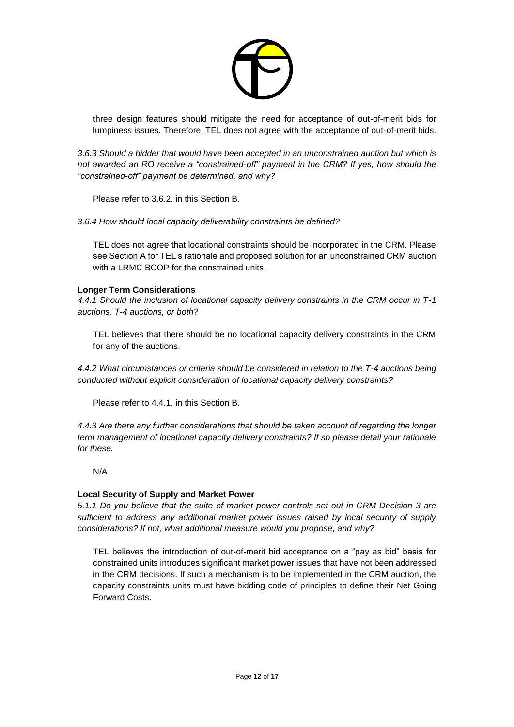three design features should mitigate the need for acceptance of out-of-merit bids for lumpiness issues. Therefore, TEL does not agree with the acceptance of out-of-merit bids.

*3.6.3 Should a bidder that would have been accepted in an unconstrained auction but which is not awarded an RO receive a "constrained-off" payment in the CRM? If yes, how should the "constrained-off" payment be determined, and why?*

Please refer to 3.6.2. in this Section B.

*3.6.4 How should local capacity deliverability constraints be defined?*

TEL does not agree that locational constraints should be incorporated in the CRM. Please see Section A for TEL's rationale and proposed solution for an unconstrained CRM auction with a LRMC BCOP for the constrained units.

**Longer Term Considerations**

*4.4.1 Should the inclusion of locational capacity delivery constraints in the CRM occur in T-1 auctions, T-4 auctions, or both?*

TEL believes that there should be no locational capacity delivery constraints in the CRM for any of the auctions.

*4.4.2 What circumstances or criteria should be considered in relation to the T-4 auctions being conducted without explicit consideration of locational capacity delivery constraints?*

Please refer to 4.4.1. in this Section B.

*4.4.3 Are there any further considerations that should be taken account of regarding the longer term management of locational capacity delivery constraints? If so please detail your rationale for these.*

N/A.

**Local Security of Supply and Market Power**

*5.1.1 Do you believe that the suite of market power controls set out in CRM Decision 3 are sufficient to address any additional market power issues raised by local security of supply considerations? If not, what additional measure would you propose, and why?*

TEL believes the introduction of out-of-merit bid acceptance on a "pay as bid" basis for constrained units introduces significant market power issues that have not been addressed in the CRM decisions. If such a mechanism is to be implemented in the CRM auction, the capacity constraints units must have bidding code of principles to define their Net Going Forward Costs.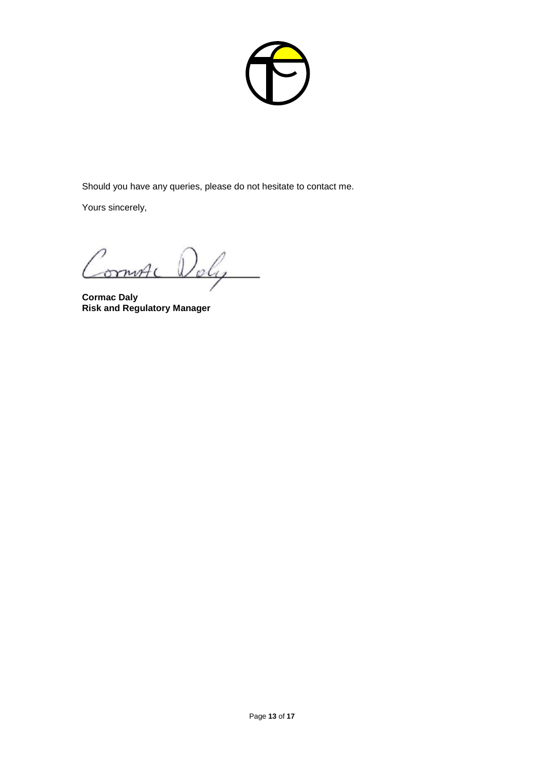Should you have any queries, please do not hesitate to contact me.

Yours sincerely,

**Cormac Daly**
**Risk and Regulatory Manager**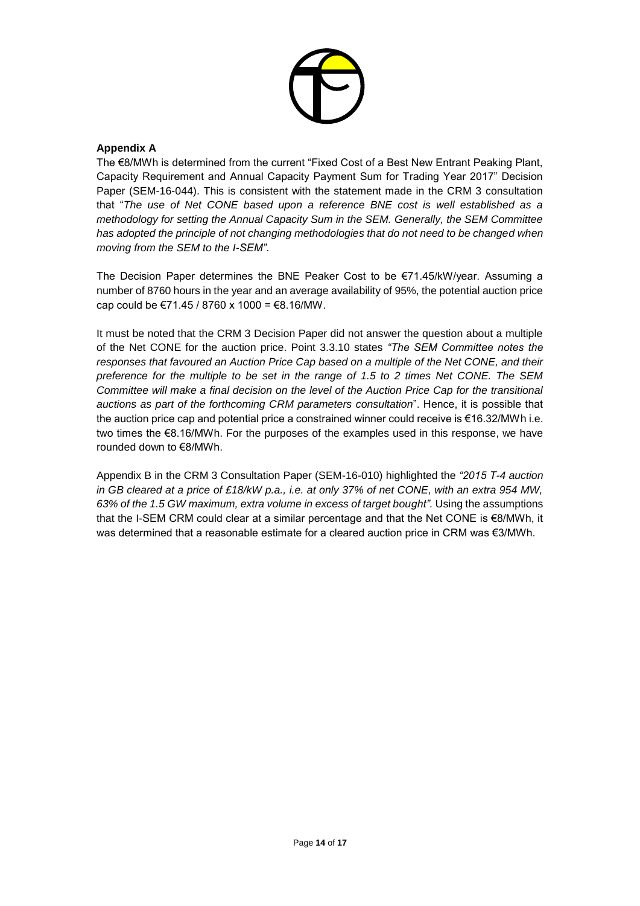**Appendix A**

The €8/MWh is determined from the current "Fixed Cost of a Best New Entrant Peaking Plant, Capacity Requirement and Annual Capacity Payment Sum for Trading Year 2017" Decision Paper (SEM-16-044). This is consistent with the statement made in the CRM 3 consultation that "*The use of Net CONE based upon a reference BNE cost is well established as a methodology for setting the Annual Capacity Sum in the SEM. Generally, the SEM Committee has adopted the principle of not changing methodologies that do not need to be changed when moving from the SEM to the I-SEM"*.

The Decision Paper determines the BNE Peaker Cost to be €71.45/kW/year. Assuming a number of 8760 hours in the year and an average availability of 95%, the potential auction price cap could be €71.45 / 8760 x 1000 = €8.16/MW.

It must be noted that the CRM 3 Decision Paper did not answer the question about a multiple of the Net CONE for the auction price. Point 3.3.10 states *"The SEM Committee notes the responses that favoured an Auction Price Cap based on a multiple of the Net CONE, and their preference for the multiple to be set in the range of 1.5 to 2 times Net CONE. The SEM Committee will make a final decision on the level of the Auction Price Cap for the transitional auctions as part of the forthcoming CRM parameters consultation*". Hence, it is possible that the auction price cap and potential price a constrained winner could receive is €16.32/MWh i.e. two times the €8.16/MWh. For the purposes of the examples used in this response, we have rounded down to €8/MWh.

Appendix B in the CRM 3 Consultation Paper (SEM-16-010) highlighted the *"2015 T-4 auction in GB cleared at a price of £18/kW p.a., i.e. at only 37% of net CONE, with an extra 954 MW, 63% of the 1.5 GW maximum, extra volume in excess of target bought".* Using the assumptions that the I-SEM CRM could clear at a similar percentage and that the Net CONE is €8/MWh, it was determined that a reasonable estimate for a cleared auction price in CRM was €3/MWh.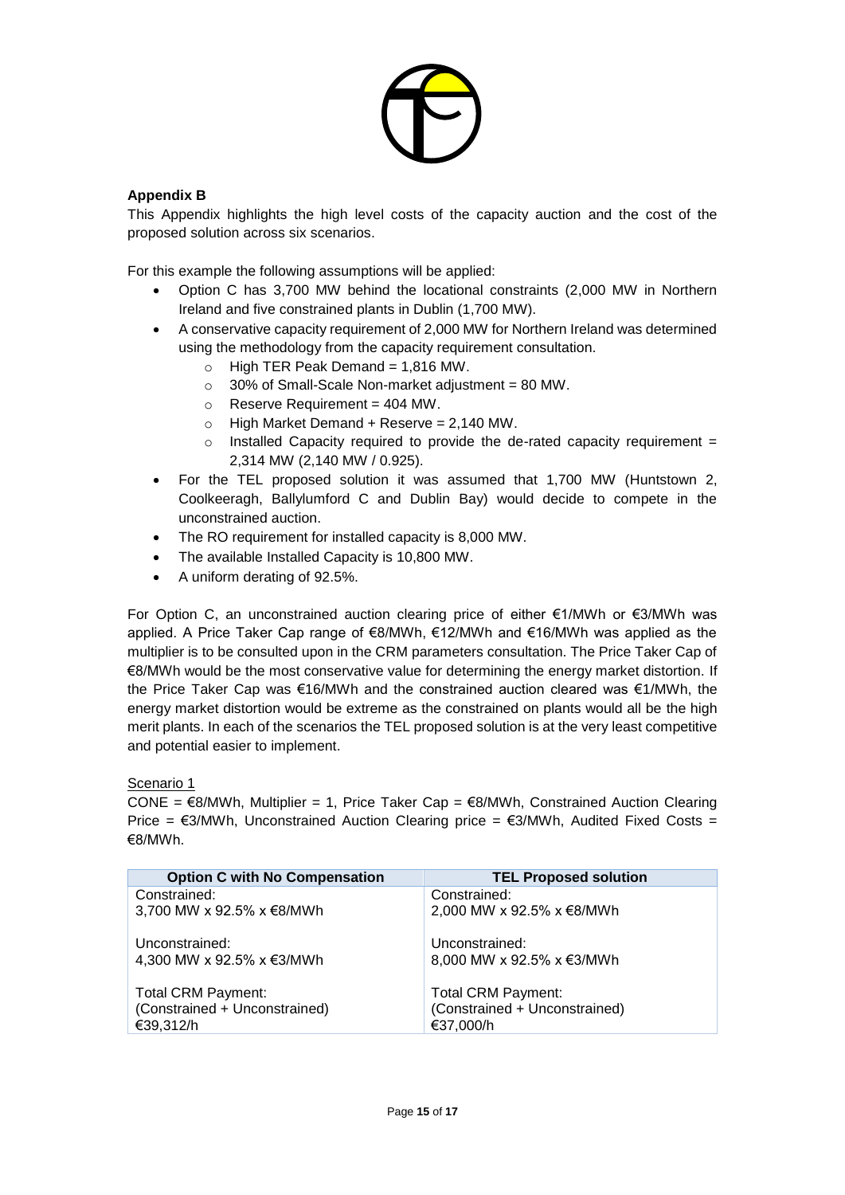**Appendix B**

This Appendix highlights the high level costs of the capacity auction and the cost of the proposed solution across six scenarios.

For this example the following assumptions will be applied:

- Option C has 3,700 MW behind the locational constraints (2,000 MW in Northern Ireland and five constrained plants in Dublin (1,700 MW).
- A conservative capacity requirement of 2,000 MW for Northern Ireland was determined using the methodology from the capacity requirement consultation.
    - High TER Peak Demand = 1,816 MW.
    - 30% of Small-Scale Non-market adjustment = 80 MW.
    - Reserve Requirement = 404 MW.
    - High Market Demand + Reserve = 2,140 MW.
    - Installed Capacity required to provide the de-rated capacity requirement = 2,314 MW (2,140 MW / 0.925).
- For the TEL proposed solution it was assumed that 1,700 MW (Huntstown 2, Coolkeeragh, Ballylumford C and Dublin Bay) would decide to compete in the unconstrained auction.
- The RO requirement for installed capacity is 8,000 MW.
- The available Installed Capacity is 10,800 MW.
- A uniform derating of 92.5%.

For Option C, an unconstrained auction clearing price of either €1/MWh or €3/MWh was applied. A Price Taker Cap range of €8/MWh, €12/MWh and €16/MWh was applied as the multiplier is to be consulted upon in the CRM parameters consultation. The Price Taker Cap of €8/MWh would be the most conservative value for determining the energy market distortion. If the Price Taker Cap was €16/MWh and the constrained auction cleared was €1/MWh, the energy market distortion would be extreme as the constrained on plants would all be the high merit plants. In each of the scenarios the TEL proposed solution is at the very least competitive and potential easier to implement.

Scenario 1

CONE = €8/MWh, Multiplier = 1, Price Taker Cap = €8/MWh, Constrained Auction Clearing Price = €3/MWh, Unconstrained Auction Clearing price = €3/MWh, Audited Fixed Costs = €8/MWh.

| Option C with No Compensation | TEL Proposed solution |
|---|---|
| Constrained:<br>3,700 MW x 92.5% x €8/MWh | Constrained:<br>2,000 MW x 92.5% x €8/MWh |
| Unconstrained:<br>4,300 MW x 92.5% x €3/MWh | Unconstrained:<br>8,000 MW x 92.5% x €3/MWh |
| Total CRM Payment:<br>(Constrained + Unconstrained)<br>€39,312/h | Total CRM Payment:<br>(Constrained + Unconstrained)<br>€37,000/h |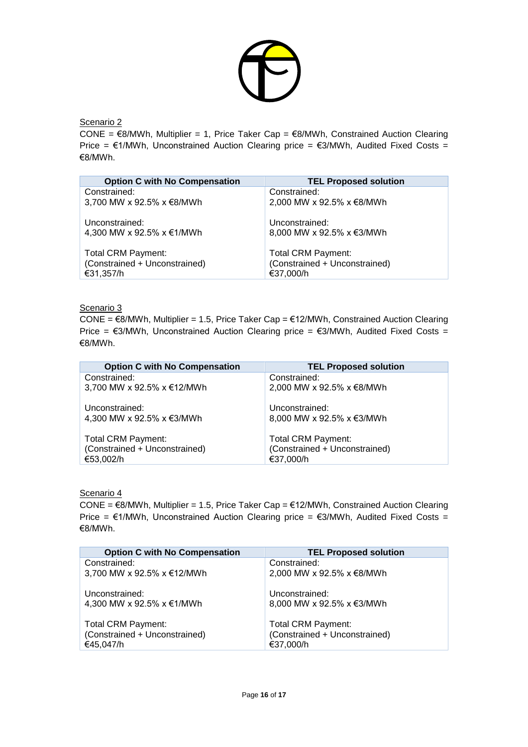Scenario 2

CONE = €8/MWh, Multiplier = 1, Price Taker Cap = €8/MWh, Constrained Auction Clearing Price = €1/MWh, Unconstrained Auction Clearing price = €3/MWh, Audited Fixed Costs = €8/MWh.

| Option C with No Compensation | TEL Proposed solution |
|---|---|
| Constrained:<br>3,700 MW x 92.5% x €8/MWh<br><br>Unconstrained:<br>4,300 MW x 92.5% x €1/MWh<br><br>Total CRM Payment:<br>(Constrained + Unconstrained)<br>€31,357/h | Constrained:<br>2,000 MW x 92.5% x €8/MWh<br><br>Unconstrained:<br>8,000 MW x 92.5% x €3/MWh<br><br>Total CRM Payment:<br>(Constrained + Unconstrained)<br>€37,000/h |

Scenario 3

CONE = €8/MWh, Multiplier = 1.5, Price Taker Cap = €12/MWh, Constrained Auction Clearing Price = €3/MWh, Unconstrained Auction Clearing price = €3/MWh, Audited Fixed Costs = €8/MWh.

| Option C with No Compensation | TEL Proposed solution |
|---|---|
| Constrained:<br>3,700 MW x 92.5% x €12/MWh<br><br>Unconstrained:<br>4,300 MW x 92.5% x €3/MWh<br><br>Total CRM Payment:<br>(Constrained + Unconstrained)<br>€53,002/h | Constrained:<br>2,000 MW x 92.5% x €8/MWh<br><br>Unconstrained:<br>8,000 MW x 92.5% x €3/MWh<br><br>Total CRM Payment:<br>(Constrained + Unconstrained)<br>€37,000/h |

Scenario 4

CONE = €8/MWh, Multiplier = 1.5, Price Taker Cap = €12/MWh, Constrained Auction Clearing Price = €1/MWh, Unconstrained Auction Clearing price = €3/MWh, Audited Fixed Costs = €8/MWh.

| Option C with No Compensation | TEL Proposed solution |
|---|---|
| Constrained:<br>3,700 MW x 92.5% x €12/MWh<br><br>Unconstrained:<br>4,300 MW x 92.5% x €1/MWh<br><br>Total CRM Payment:<br>(Constrained + Unconstrained)<br>€45,047/h | Constrained:<br>2,000 MW x 92.5% x €8/MWh<br><br>Unconstrained:<br>8,000 MW x 92.5% x €3/MWh<br><br>Total CRM Payment:<br>(Constrained + Unconstrained)<br>€37,000/h |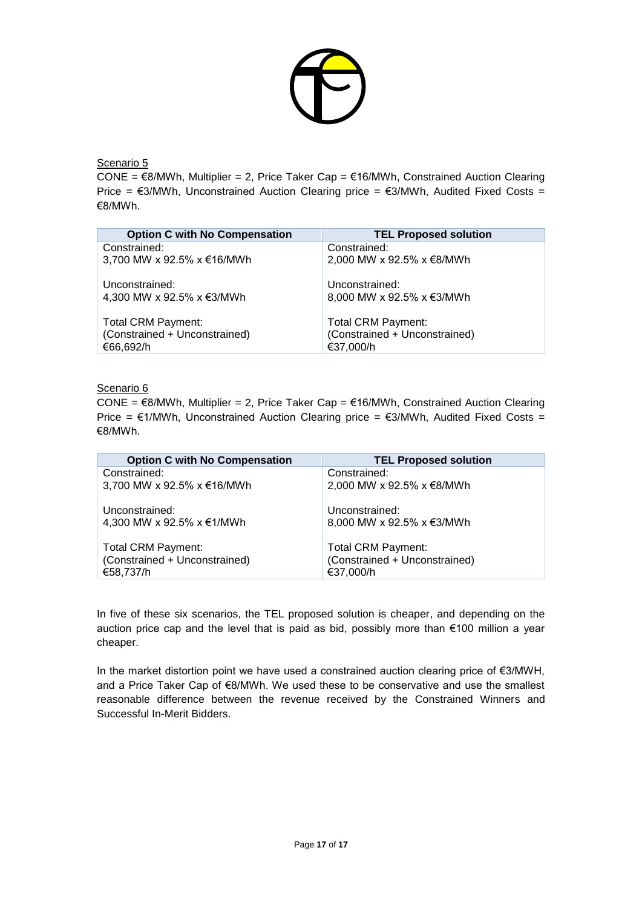Scenario 5

CONE = €8/MWh, Multiplier = 2, Price Taker Cap = €16/MWh, Constrained Auction Clearing Price = €3/MWh, Unconstrained Auction Clearing price = €3/MWh, Audited Fixed Costs = €8/MWh.

| Option C with No Compensation | TEL Proposed solution |
|---|---|
| Constrained:<br>3,700 MW x 92.5% x €16/MWh | Constrained:<br>2,000 MW x 92.5% x €8/MWh |
| Unconstrained:<br>4,300 MW x 92.5% x €3/MWh | Unconstrained:<br>8,000 MW x 92.5% x €3/MWh |
| Total CRM Payment:<br>(Constrained + Unconstrained)<br>€66,692/h | Total CRM Payment:<br>(Constrained + Unconstrained)<br>€37,000/h |

Scenario 6

CONE = €8/MWh, Multiplier = 2, Price Taker Cap = €16/MWh, Constrained Auction Clearing Price = €1/MWh, Unconstrained Auction Clearing price = €3/MWh, Audited Fixed Costs = €8/MWh.

| Option C with No Compensation | TEL Proposed solution |
|---|---|
| Constrained:<br>3,700 MW x 92.5% x €16/MWh | Constrained:<br>2,000 MW x 92.5% x €8/MWh |
| Unconstrained:<br>4,300 MW x 92.5% x €1/MWh | Unconstrained:<br>8,000 MW x 92.5% x €3/MWh |
| Total CRM Payment:<br>(Constrained + Unconstrained)<br>€58,737/h | Total CRM Payment:<br>(Constrained + Unconstrained)<br>€37,000/h |

In five of these six scenarios, the TEL proposed solution is cheaper, and depending on the auction price cap and the level that is paid as bid, possibly more than €100 million a year cheaper.

In the market distortion point we have used a constrained auction clearing price of €3/MWH, and a Price Taker Cap of €8/MWh. We used these to be conservative and use the smallest reasonable difference between the revenue received by the Constrained Winners and Successful In-Merit Bidders.